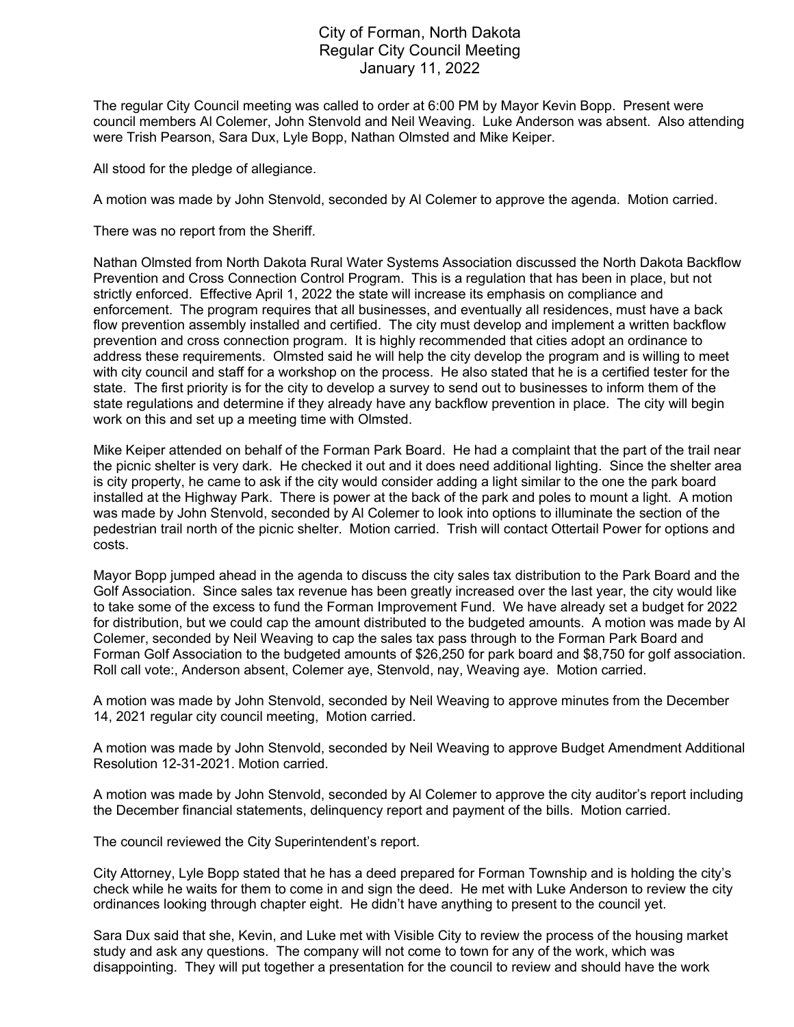# City of Forman, North Dakota
## Regular City Council Meeting
### January 11, 2022

The regular City Council meeting was called to order at 6:00 PM by Mayor Kevin Bopp. Present were council members Al Colemer, John Stenvold and Neil Weaving. Luke Anderson was absent. Also attending were Trish Pearson, Sara Dux, Lyle Bopp, Nathan Olmsted and Mike Keiper.

All stood for the pledge of allegiance.

A motion was made by John Stenvold, seconded by Al Colemer to approve the agenda. Motion carried.

There was no report from the Sheriff.

Nathan Olmsted from North Dakota Rural Water Systems Association discussed the North Dakota Backflow Prevention and Cross Connection Control Program. This is a regulation that has been in place, but not strictly enforced. Effective April 1, 2022 the state will increase its emphasis on compliance and enforcement. The program requires that all businesses, and eventually all residences, must have a back flow prevention assembly installed and certified. The city must develop and implement a written backflow prevention and cross connection program. It is highly recommended that cities adopt an ordinance to address these requirements. Olmsted said he will help the city develop the program and is willing to meet with city council and staff for a workshop on the process. He also stated that he is a certified tester for the state. The first priority is for the city to develop a survey to send out to businesses to inform them of the state regulations and determine if they already have any backflow prevention in place. The city will begin work on this and set up a meeting time with Olmsted.

Mike Keiper attended on behalf of the Forman Park Board. He had a complaint that the part of the trail near the picnic shelter is very dark. He checked it out and it does need additional lighting. Since the shelter area is city property, he came to ask if the city would consider adding a light similar to the one the park board installed at the Highway Park. There is power at the back of the park and poles to mount a light. A motion was made by John Stenvold, seconded by Al Colemer to look into options to illuminate the section of the pedestrian trail north of the picnic shelter. Motion carried. Trish will contact Ottertail Power for options and costs.

Mayor Bopp jumped ahead in the agenda to discuss the city sales tax distribution to the Park Board and the Golf Association. Since sales tax revenue has been greatly increased over the last year, the city would like to take some of the excess to fund the Forman Improvement Fund. We have already set a budget for 2022 for distribution, but we could cap the amount distributed to the budgeted amounts. A motion was made by Al Colemer, seconded by Neil Weaving to cap the sales tax pass through to the Forman Park Board and Forman Golf Association to the budgeted amounts of $26,250 for park board and $8,750 for golf association. Roll call vote:, Anderson absent, Colemer aye, Stenvold, nay, Weaving aye. Motion carried.

A motion was made by John Stenvold, seconded by Neil Weaving to approve minutes from the December 14, 2021 regular city council meeting, Motion carried.

A motion was made by John Stenvold, seconded by Neil Weaving to approve Budget Amendment Additional Resolution 12-31-2021. Motion carried.

A motion was made by John Stenvold, seconded by Al Colemer to approve the city auditor's report including the December financial statements, delinquency report and payment of the bills. Motion carried.

The council reviewed the City Superintendent's report.

City Attorney, Lyle Bopp stated that he has a deed prepared for Forman Township and is holding the city's check while he waits for them to come in and sign the deed. He met with Luke Anderson to review the city ordinances looking through chapter eight. He didn't have anything to present to the council yet.

Sara Dux said that she, Kevin, and Luke met with Visible City to review the process of the housing market study and ask any questions. The company will not come to town for any of the work, which was disappointing. They will put together a presentation for the council to review and should have the work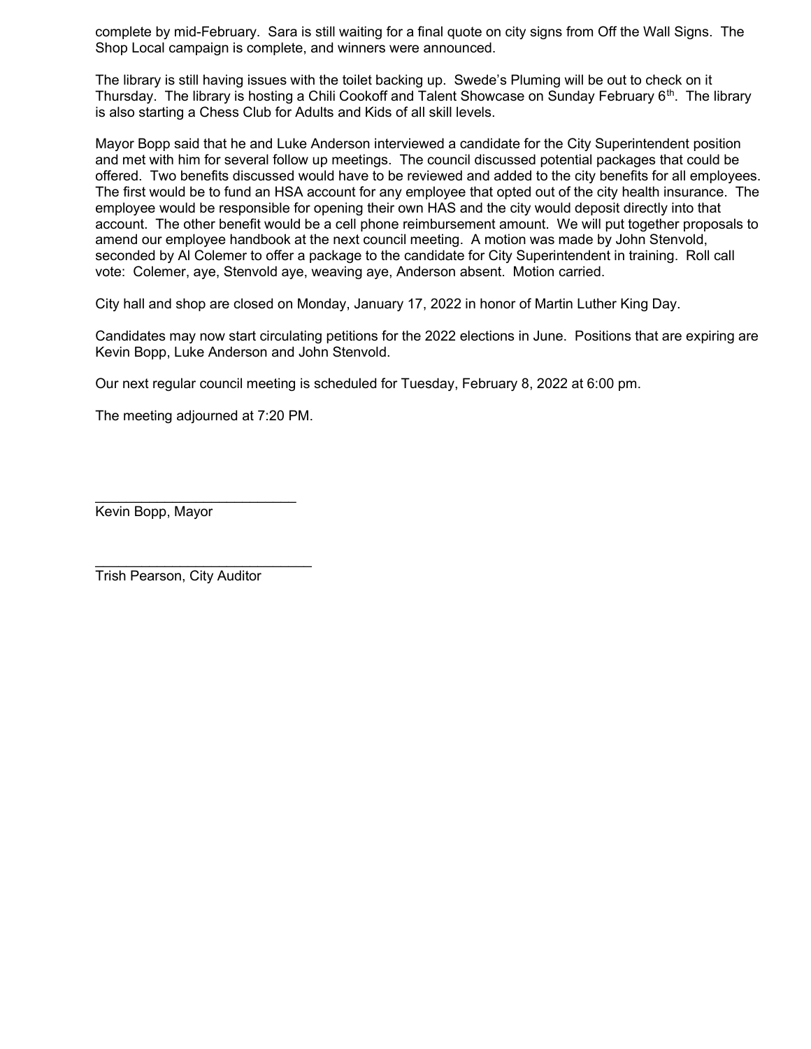complete by mid-February. Sara is still waiting for a final quote on city signs from Off the Wall Signs. The Shop Local campaign is complete, and winners were announced.

The library is still having issues with the toilet backing up. Swede's Pluming will be out to check on it Thursday. The library is hosting a Chili Cookoff and Talent Showcase on Sunday February 6th. The library is also starting a Chess Club for Adults and Kids of all skill levels.

Mayor Bopp said that he and Luke Anderson interviewed a candidate for the City Superintendent position and met with him for several follow up meetings. The council discussed potential packages that could be offered. Two benefits discussed would have to be reviewed and added to the city benefits for all employees. The first would be to fund an HSA account for any employee that opted out of the city health insurance. The employee would be responsible for opening their own HAS and the city would deposit directly into that account. The other benefit would be a cell phone reimbursement amount. We will put together proposals to amend our employee handbook at the next council meeting. A motion was made by John Stenvold, seconded by Al Colemer to offer a package to the candidate for City Superintendent in training. Roll call vote: Colemer, aye, Stenvold aye, weaving aye, Anderson absent. Motion carried.

City hall and shop are closed on Monday, January 17, 2022 in honor of Martin Luther King Day.

Candidates may now start circulating petitions for the 2022 elections in June. Positions that are expiring are Kevin Bopp, Luke Anderson and John Stenvold.

Our next regular council meeting is scheduled for Tuesday, February 8, 2022 at 6:00 pm.

The meeting adjourned at 7:20 PM.

___________________________
Kevin Bopp, Mayor

_____________________________
Trish Pearson, City Auditor